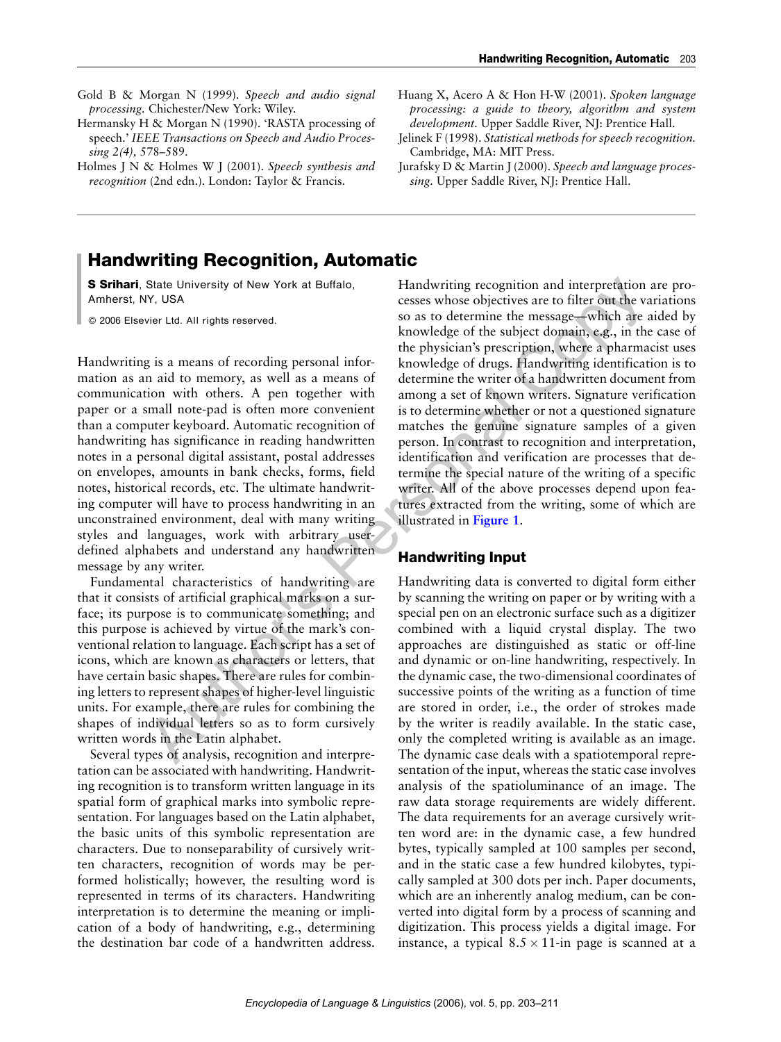Gold B & Morgan N (1999). *Speech and audio signal processing.* Chichester/New York: Wiley.

Hermansky H & Morgan N (1990). 'RASTA processing of speech.' *IEEE Transactions on Speech and Audio Processing 2(4),* 578–589.

Holmes J N & Holmes W J (2001). *Speech synthesis and recognition* (2nd edn.). London: Taylor & Francis.

Huang X, Acero A & Hon H-W (2001). *Spoken language processing: a guide to theory, algorithm and system development.* Upper Saddle River, NJ: Prentice Hall.

Jelinek F (1998). *Statistical methods for speech recognition.* Cambridge, MA: MIT Press.

Jurafsky D & Martin J (2000). *Speech and language processing.* Upper Saddle River, NJ: Prentice Hall.

# Handwriting Recognition, Automatic

**S Srihari**, State University of New York at Buffalo, Amherst, NY, USA

© 2006 Elsevier Ltd. All rights reserved.

Handwriting is a means of recording personal information as an aid to memory, as well as a means of communication with others. A pen together with paper or a small note-pad is often more convenient than a computer keyboard. Automatic recognition of handwriting has significance in reading handwritten notes in a personal digital assistant, postal addresses on envelopes, amounts in bank checks, forms, field notes, historical records, etc. The ultimate handwriting computer will have to process handwriting in an unconstrained environment, deal with many writing styles and languages, work with arbitrary user-defined alphabets and understand any handwritten message by any writer.

Fundamental characteristics of handwriting are that it consists of artificial graphical marks on a surface; its purpose is to communicate something; and this purpose is achieved by virtue of the mark's conventional relation to language. Each script has a set of icons, which are known as characters or letters, that have certain basic shapes. There are rules for combining letters to represent shapes of higher-level linguistic units. For example, there are rules for combining the shapes of individual letters so as to form cursively written words in the Latin alphabet.

Several types of analysis, recognition and interpretation can be associated with handwriting. Handwriting recognition is to transform written language in its spatial form of graphical marks into symbolic representation. For languages based on the Latin alphabet, the basic units of this symbolic representation are characters. Due to nonseparability of cursively written characters, recognition of words may be performed holistically; however, the resulting word is represented in terms of its characters. Handwriting interpretation is to determine the meaning or implication of a body of handwriting, e.g., determining the destination bar code of a handwritten address. Handwriting recognition and interpretation are processes whose objectives are to filter out the variations so as to determine the message—which are aided by knowledge of the subject domain, e.g., in the case of the physician's prescription, where a pharmacist uses knowledge of drugs. Handwriting identification is to determine the writer of a handwritten document from among a set of known writers. Signature verification is to determine whether or not a questioned signature matches the genuine signature samples of a given person. In contrast to recognition and interpretation, identification and verification are processes that determine the special nature of the writing of a specific writer. All of the above processes depend upon features extracted from the writing, some of which are illustrated in Figure 1.

## Handwriting Input

Handwriting data is converted to digital form either by scanning the writing on paper or by writing with a special pen on an electronic surface such as a digitizer combined with a liquid crystal display. The two approaches are distinguished as static or off-line and dynamic or on-line handwriting, respectively. In the dynamic case, the two-dimensional coordinates of successive points of the writing as a function of time are stored in order, i.e., the order of strokes made by the writer is readily available. In the static case, only the completed writing is available as an image. The dynamic case deals with a spatiotemporal representation of the input, whereas the static case involves analysis of the spatioluminance of an image. The raw data storage requirements are widely different. The data requirements for an average cursively written word are: in the dynamic case, a few hundred bytes, typically sampled at 100 samples per second, and in the static case a few hundred kilobytes, typically sampled at 300 dots per inch. Paper documents, which are an inherently analog medium, can be converted into digital form by a process of scanning and digitization. This process yields a digital image. For instance, a typical $8.5 \times 11$-in page is scanned at a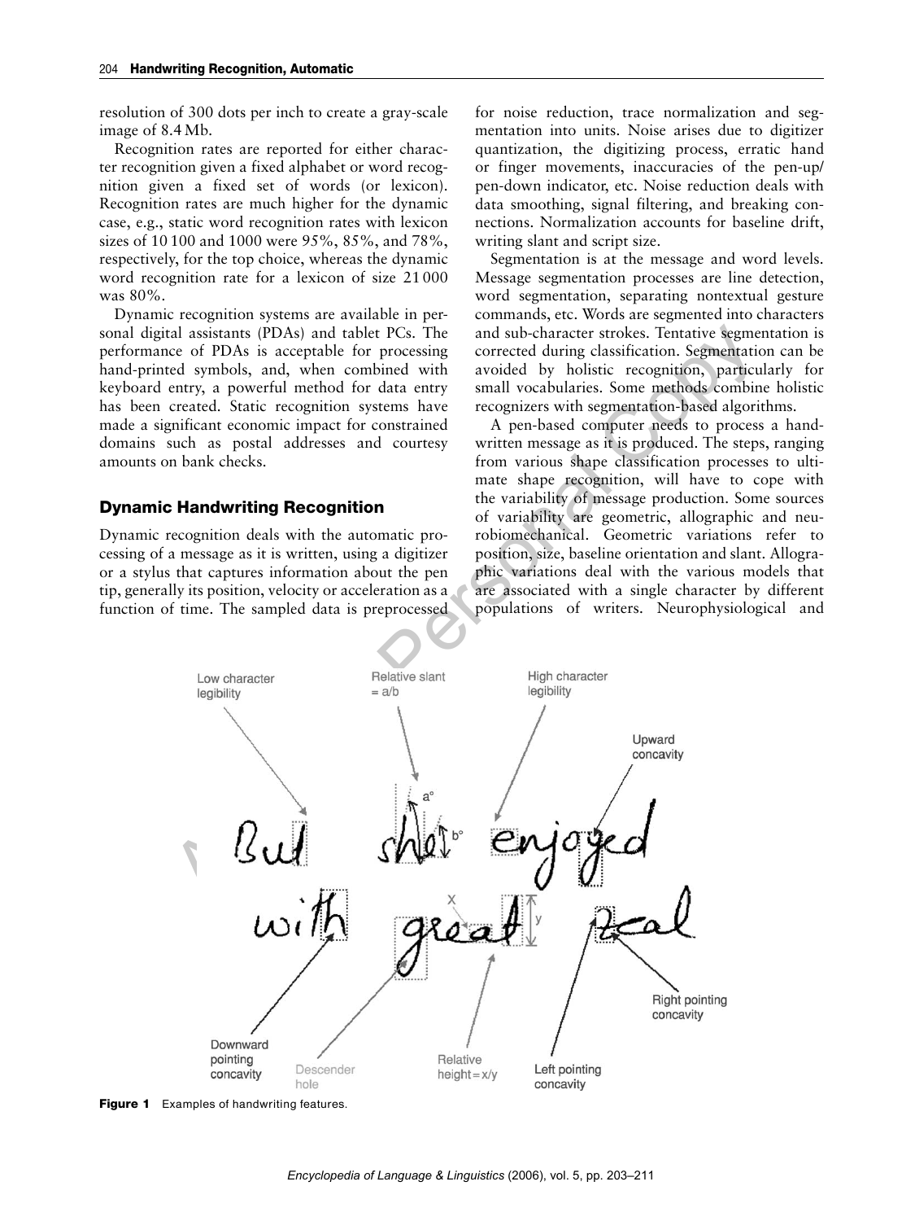resolution of 300 dots per inch to create a gray-scale image of 8.4 Mb.

Recognition rates are reported for either character recognition given a fixed alphabet or word recognition given a fixed set of words (or lexicon). Recognition rates are much higher for the dynamic case, e.g., static word recognition rates with lexicon sizes of 10 100 and 1000 were 95%, 85%, and 78%, respectively, for the top choice, whereas the dynamic word recognition rate for a lexicon of size 21 000 was 80%.

Dynamic recognition systems are available in personal digital assistants (PDAs) and tablet PCs. The performance of PDAs is acceptable for processing hand-printed symbols, and, when combined with keyboard entry, a powerful method for data entry has been created. Static recognition systems have made a significant economic impact for constrained domains such as postal addresses and courtesy amounts on bank checks.

## Dynamic Handwriting Recognition

Dynamic recognition deals with the automatic processing of a message as it is written, using a digitizer or a stylus that captures information about the pen tip, generally its position, velocity or acceleration as a function of time. The sampled data is preprocessed for noise reduction, trace normalization and segmentation into units. Noise arises due to digitizer quantization, the digitizing process, erratic hand or finger movements, inaccuracies of the pen-up/pen-down indicator, etc. Noise reduction deals with data smoothing, signal filtering, and breaking connections. Normalization accounts for baseline drift, writing slant and script size.

Segmentation is at the message and word levels. Message segmentation processes are line detection, word segmentation, separating nontextual gesture commands, etc. Words are segmented into characters and sub-character strokes. Tentative segmentation is corrected during classification. Segmentation can be avoided by holistic recognition, particularly for small vocabularies. Some methods combine holistic recognizers with segmentation-based algorithms.

A pen-based computer needs to process a handwritten message as it is produced. The steps, ranging from various shape classification processes to ultimate shape recognition, will have to cope with the variability of message production. Some sources of variability are geometric, allographic and neurobiomechanical. Geometric variations refer to position, size, baseline orientation and slant. Allographic variations deal with the various models that are associated with a single character by different populations of writers. Neurophysiological and

Low character legibility

Relative slant = a/b

High character legibility

Upward concavity

Right pointing concavity

Downward pointing concavity

Descender hole

Relative height = x/y

Left pointing concavity

**Figure 1** Examples of handwriting features.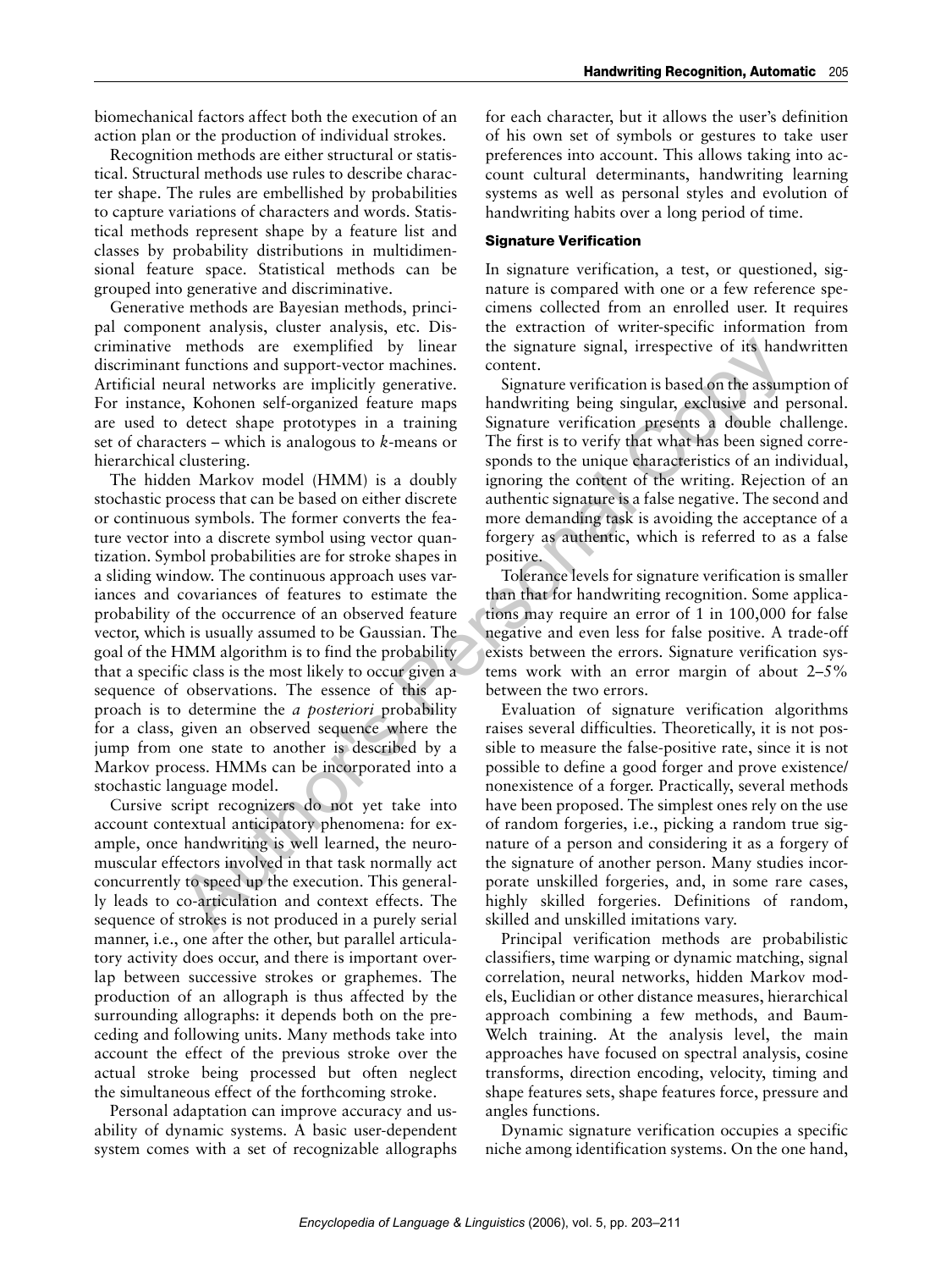biomechanical factors affect both the execution of an action plan or the production of individual strokes.

Recognition methods are either structural or statistical. Structural methods use rules to describe character shape. The rules are embellished by probabilities to capture variations of characters and words. Statistical methods represent shape by a feature list and classes by probability distributions in multidimensional feature space. Statistical methods can be grouped into generative and discriminative.

Generative methods are Bayesian methods, principal component analysis, cluster analysis, etc. Discriminative methods are exemplified by linear discriminant functions and support-vector machines. Artificial neural networks are implicitly generative. For instance, Kohonen self-organized feature maps are used to detect shape prototypes in a training set of characters – which is analogous to *k*-means or hierarchical clustering.

The hidden Markov model (HMM) is a doubly stochastic process that can be based on either discrete or continuous symbols. The former converts the feature vector into a discrete symbol using vector quantization. Symbol probabilities are for stroke shapes in a sliding window. The continuous approach uses variances and covariances of features to estimate the probability of the occurrence of an observed feature vector, which is usually assumed to be Gaussian. The goal of the HMM algorithm is to find the probability that a specific class is the most likely to occur given a sequence of observations. The essence of this approach is to determine the *a posteriori* probability for a class, given an observed sequence where the jump from one state to another is described by a Markov process. HMMs can be incorporated into a stochastic language model.

Cursive script recognizers do not yet take into account contextual anticipatory phenomena: for example, once handwriting is well learned, the neuromuscular effectors involved in that task normally act concurrently to speed up the execution. This generally leads to co-articulation and context effects. The sequence of strokes is not produced in a purely serial manner, i.e., one after the other, but parallel articulatory activity does occur, and there is important overlap between successive strokes or graphemes. The production of an allograph is thus affected by the surrounding allographs: it depends both on the preceding and following units. Many methods take into account the effect of the previous stroke over the actual stroke being processed but often neglect the simultaneous effect of the forthcoming stroke.

Personal adaptation can improve accuracy and usability of dynamic systems. A basic user-dependent system comes with a set of recognizable allographs for each character, but it allows the user's definition of his own set of symbols or gestures to take user preferences into account. This allows taking into account cultural determinants, handwriting learning systems as well as personal styles and evolution of handwriting habits over a long period of time.

### Signature Verification

In signature verification, a test, or questioned, signature is compared with one or a few reference specimens collected from an enrolled user. It requires the extraction of writer-specific information from the signature signal, irrespective of its handwritten content.

Signature verification is based on the assumption of handwriting being singular, exclusive and personal. Signature verification presents a double challenge. The first is to verify that what has been signed corresponds to the unique characteristics of an individual, ignoring the content of the writing. Rejection of an authentic signature is a false negative. The second and more demanding task is avoiding the acceptance of a forgery as authentic, which is referred to as a false positive.

Tolerance levels for signature verification is smaller than that for handwriting recognition. Some applications may require an error of 1 in 100,000 for false negative and even less for false positive. A trade-off exists between the errors. Signature verification systems work with an error margin of about 2–5% between the two errors.

Evaluation of signature verification algorithms raises several difficulties. Theoretically, it is not possible to measure the false-positive rate, since it is not possible to define a good forger and prove existence/nonexistence of a forger. Practically, several methods have been proposed. The simplest ones rely on the use of random forgeries, i.e., picking a random true signature of a person and considering it as a forgery of the signature of another person. Many studies incorporate unskilled forgeries, and, in some rare cases, highly skilled forgeries. Definitions of random, skilled and unskilled imitations vary.

Principal verification methods are probabilistic classifiers, time warping or dynamic matching, signal correlation, neural networks, hidden Markov models, Euclidian or other distance measures, hierarchical approach combining a few methods, and Baum-Welch training. At the analysis level, the main approaches have focused on spectral analysis, cosine transforms, direction encoding, velocity, timing and shape features sets, shape features force, pressure and angles functions.

Dynamic signature verification occupies a specific niche among identification systems. On the one hand,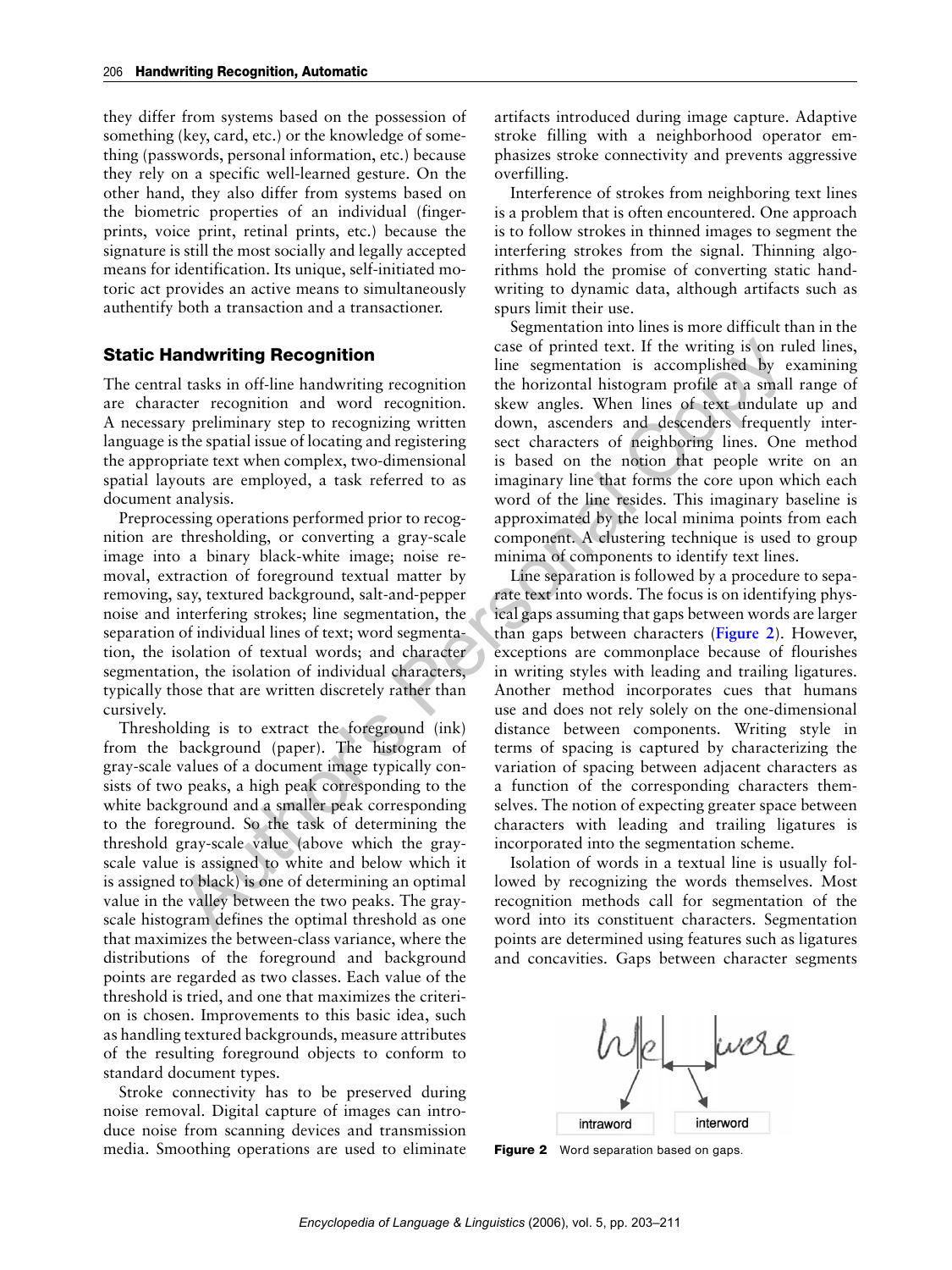they differ from systems based on the possession of something (key, card, etc.) or the knowledge of something (passwords, personal information, etc.) because they rely on a specific well-learned gesture. On the other hand, they also differ from systems based on the biometric properties of an individual (fingerprints, voice print, retinal prints, etc.) because the signature is still the most socially and legally accepted means for identification. Its unique, self-initiated motoric act provides an active means to simultaneously authentify both a transaction and a transactioner.

## Static Handwriting Recognition

The central tasks in off-line handwriting recognition are character recognition and word recognition. A necessary preliminary step to recognizing written language is the spatial issue of locating and registering the appropriate text when complex, two-dimensional spatial layouts are employed, a task referred to as document analysis.

Preprocessing operations performed prior to recognition are thresholding, or converting a gray-scale image into a binary black-white image; noise removal, extraction of foreground textual matter by removing, say, textured background, salt-and-pepper noise and interfering strokes; line segmentation, the separation of individual lines of text; word segmentation, the isolation of textual words; and character segmentation, the isolation of individual characters, typically those that are written discretely rather than cursively.

Thresholding is to extract the foreground (ink) from the background (paper). The histogram of gray-scale values of a document image typically consists of two peaks, a high peak corresponding to the white background and a smaller peak corresponding to the foreground. So the task of determining the threshold gray-scale value (above which the gray-scale value is assigned to white and below which it is assigned to black) is one of determining an optimal value in the valley between the two peaks. The gray-scale histogram defines the optimal threshold as one that maximizes the between-class variance, where the distributions of the foreground and background points are regarded as two classes. Each value of the threshold is tried, and one that maximizes the criterion is chosen. Improvements to this basic idea, such as handling textured backgrounds, measure attributes of the resulting foreground objects to conform to standard document types.

Stroke connectivity has to be preserved during noise removal. Digital capture of images can introduce noise from scanning devices and transmission media. Smoothing operations are used to eliminate artifacts introduced during image capture. Adaptive stroke filling with a neighborhood operator emphasizes stroke connectivity and prevents aggressive overfilling.

Interference of strokes from neighboring text lines is a problem that is often encountered. One approach is to follow strokes in thinned images to segment the interfering strokes from the signal. Thinning algorithms hold the promise of converting static handwriting to dynamic data, although artifacts such as spurs limit their use.

Segmentation into lines is more difficult than in the case of printed text. If the writing is on ruled lines, line segmentation is accomplished by examining the horizontal histogram profile at a small range of skew angles. When lines of text undulate up and down, ascenders and descenders frequently intersect characters of neighboring lines. One method is based on the notion that people write on an imaginary line that forms the core upon which each word of the line resides. This imaginary baseline is approximated by the local minima points from each component. A clustering technique is used to group minima of components to identify text lines.

Line separation is followed by a procedure to separate text into words. The focus is on identifying physical gaps assuming that gaps between words are larger than gaps between characters (**Figure 2**). However, exceptions are commonplace because of flourishes in writing styles with leading and trailing ligatures. Another method incorporates cues that humans use and does not rely solely on the one-dimensional distance between components. Writing style in terms of spacing is captured by characterizing the variation of spacing between adjacent characters as a function of the corresponding characters themselves. The notion of expecting greater space between characters with leading and trailing ligatures is incorporated into the segmentation scheme.

Isolation of words in a textual line is usually followed by recognizing the words themselves. Most recognition methods call for segmentation of the word into its constituent characters. Segmentation points are determined using features such as ligatures and concavities. Gaps between character segments

intraword interword

**Figure 2** Word separation based on gaps.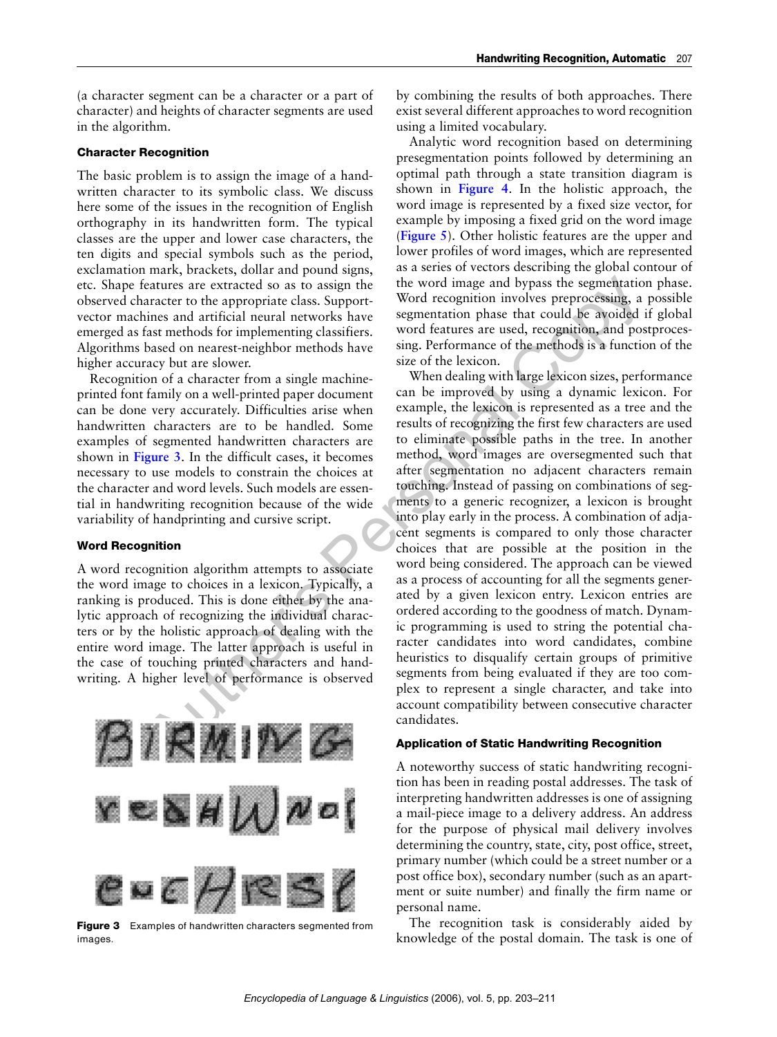(a character segment can be a character or a part of character) and heights of character segments are used in the algorithm.

### Character Recognition

The basic problem is to assign the image of a handwritten character to its symbolic class. We discuss here some of the issues in the recognition of English orthography in its handwritten form. The typical classes are the upper and lower case characters, the ten digits and special symbols such as the period, exclamation mark, brackets, dollar and pound signs, etc. Shape features are extracted so as to assign the observed character to the appropriate class. Support-vector machines and artificial neural networks have emerged as fast methods for implementing classifiers. Algorithms based on nearest-neighbor methods have higher accuracy but are slower.

Recognition of a character from a single machine-printed font family on a well-printed paper document can be done very accurately. Difficulties arise when handwritten characters are to be handled. Some examples of segmented handwritten characters are shown in Figure 3. In the difficult cases, it becomes necessary to use models to constrain the choices at the character and word levels. Such models are essential in handwriting recognition because of the wide variability of handprinting and cursive script.

### Word Recognition

A word recognition algorithm attempts to associate the word image to choices in a lexicon. Typically, a ranking is produced. This is done either by the analytic approach of recognizing the individual characters or by the holistic approach of dealing with the entire word image. The latter approach is useful in the case of touching printed characters and handwriting. A higher level of performance is observed

Figure 3 Examples of handwritten characters segmented from images.

by combining the results of both approaches. There exist several different approaches to word recognition using a limited vocabulary.

Analytic word recognition based on determining presegmentation points followed by determining an optimal path through a state transition diagram is shown in Figure 4. In the holistic approach, the word image is represented by a fixed size vector, for example by imposing a fixed grid on the word image (Figure 5). Other holistic features are the upper and lower profiles of word images, which are represented as a series of vectors describing the global contour of the word image and bypass the segmentation phase. Word recognition involves preprocessing, a possible segmentation phase that could be avoided if global word features are used, recognition, and postprocessing. Performance of the methods is a function of the size of the lexicon.

When dealing with large lexicon sizes, performance can be improved by using a dynamic lexicon. For example, the lexicon is represented as a tree and the results of recognizing the first few characters are used to eliminate possible paths in the tree. In another method, word images are oversegmented such that after segmentation no adjacent characters remain touching. Instead of passing on combinations of segments to a generic recognizer, a lexicon is brought into play early in the process. A combination of adjacent segments is compared to only those character choices that are possible at the position in the word being considered. The approach can be viewed as a process of accounting for all the segments generated by a given lexicon entry. Lexicon entries are ordered according to the goodness of match. Dynamic programming is used to string the potential character candidates into word candidates, combine heuristics to disqualify certain groups of primitive segments from being evaluated if they are too complex to represent a single character, and take into account compatibility between consecutive character candidates.

### Application of Static Handwriting Recognition

A noteworthy success of static handwriting recognition has been in reading postal addresses. The task of interpreting handwritten addresses is one of assigning a mail-piece image to a delivery address. An address for the purpose of physical mail delivery involves determining the country, state, city, post office, street, primary number (which could be a street number or a post office box), secondary number (such as an apartment or suite number) and finally the firm name or personal name.

The recognition task is considerably aided by knowledge of the postal domain. The task is one of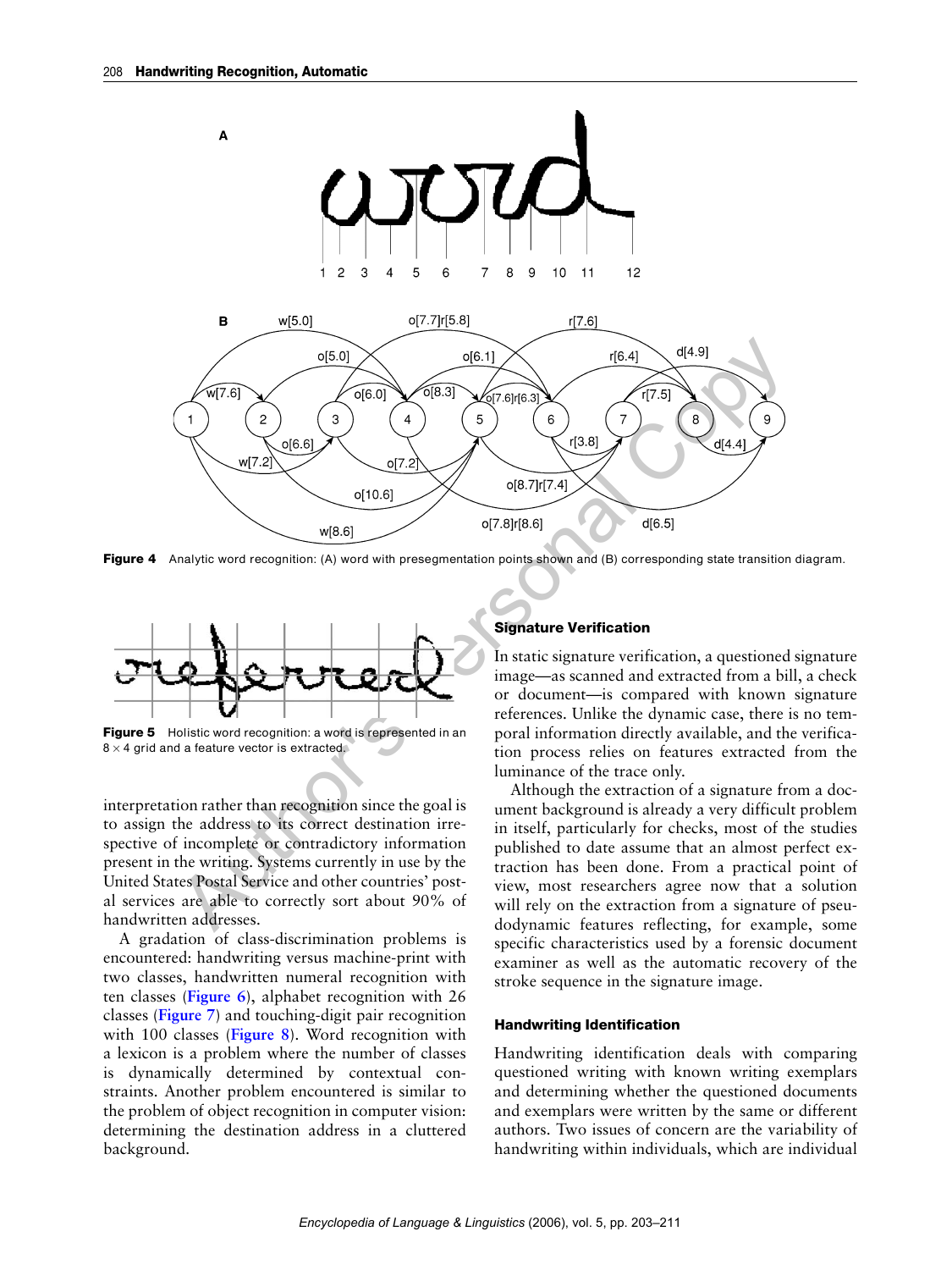Figure 4 Analytic word recognition: (A) word with presegmentation points shown and (B) corresponding state transition diagram.

Figure 5 Holistic word recognition: a word is represented in an 8 × 4 grid and a feature vector is extracted.

interpretation rather than recognition since the goal is to assign the address to its correct destination irrespective of incomplete or contradictory information present in the writing. Systems currently in use by the United States Postal Service and other countries' postal services are able to correctly sort about 90% of handwritten addresses.

A gradation of class-discrimination problems is encountered: handwriting versus machine-print with two classes, handwritten numeral recognition with ten classes (Figure 6), alphabet recognition with 26 classes (Figure 7) and touching-digit pair recognition with 100 classes (Figure 8). Word recognition with a lexicon is a problem where the number of classes is dynamically determined by contextual constraints. Another problem encountered is similar to the problem of object recognition in computer vision: determining the destination address in a cluttered background.

### Signature Verification

In static signature verification, a questioned signature image—as scanned and extracted from a bill, a check or document—is compared with known signature references. Unlike the dynamic case, there is no temporal information directly available, and the verification process relies on features extracted from the luminance of the trace only.

Although the extraction of a signature from a document background is already a very difficult problem in itself, particularly for checks, most of the studies published to date assume that an almost perfect extraction has been done. From a practical point of view, most researchers agree now that a solution will rely on the extraction from a signature of pseudodynamic features reflecting, for example, some specific characteristics used by a forensic document examiner as well as the automatic recovery of the stroke sequence in the signature image.

### Handwriting Identification

Handwriting identification deals with comparing questioned writing with known writing exemplars and determining whether the questioned documents and exemplars were written by the same or different authors. Two issues of concern are the variability of handwriting within individuals, which are individual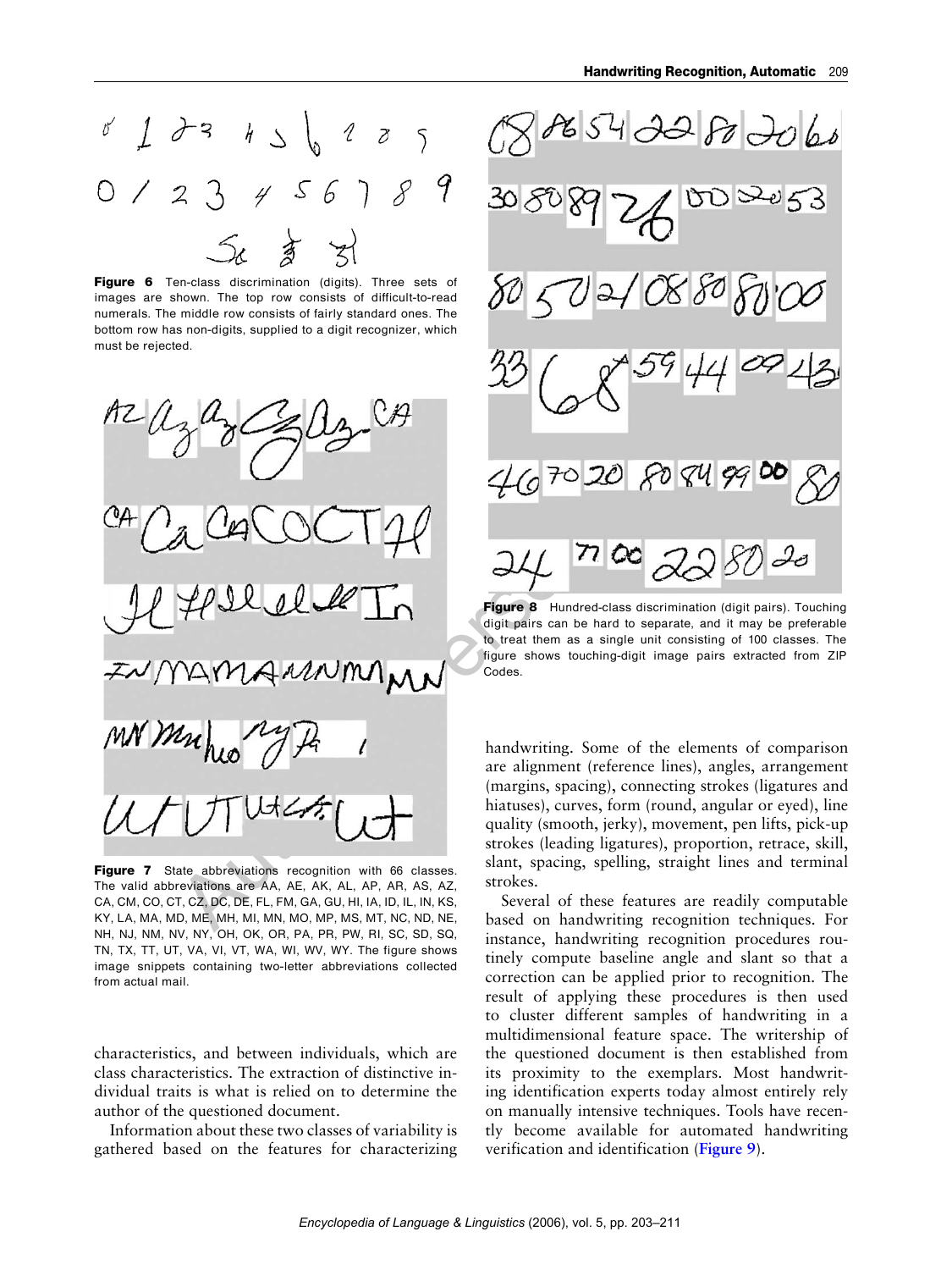**Figure 6** Ten-class discrimination (digits). Three sets of images are shown. The top row consists of difficult-to-read numerals. The middle row consists of fairly standard ones. The bottom row has non-digits, supplied to a digit recognizer, which must be rejected.

**Figure 7** State abbreviations recognition with 66 classes. The valid abbreviations are AA, AE, AK, AL, AP, AR, AS, AZ, CA, CM, CO, CT, CZ, DC, DE, FL, FM, GA, GU, HI, IA, ID, IL, IN, KS, KY, LA, MA, MD, ME, MH, MI, MN, MO, MP, MS, MT, NC, ND, NE, NH, NJ, NM, NV, NY, OH, OK, OR, PA, PR, PW, RI, SC, SD, SQ, TN, TX, TT, UT, VA, VI, VT, WA, WI, WV, WY. The figure shows image snippets containing two-letter abbreviations collected from actual mail.

**Figure 8** Hundred-class discrimination (digit pairs). Touching digit pairs can be hard to separate, and it may be preferable to treat them as a single unit consisting of 100 classes. The figure shows touching-digit image pairs extracted from ZIP Codes.

characteristics, and between individuals, which are class characteristics. The extraction of distinctive individual traits is what is relied on to determine the author of the questioned document.

Information about these two classes of variability is gathered based on the features for characterizing handwriting. Some of the elements of comparison are alignment (reference lines), angles, arrangement (margins, spacing), connecting strokes (ligatures and hiatuses), curves, form (round, angular or eyed), line quality (smooth, jerky), movement, pen lifts, pick-up strokes (leading ligatures), proportion, retrace, skill, slant, spacing, spelling, straight lines and terminal strokes.

Several of these features are readily computable based on handwriting recognition techniques. For instance, handwriting recognition procedures routinely compute baseline angle and slant so that a correction can be applied prior to recognition. The result of applying these procedures is then used to cluster different samples of handwriting in a multidimensional feature space. The writership of the questioned document is then established from its proximity to the exemplars. Most handwriting identification experts today almost entirely rely on manually intensive techniques. Tools have recently become available for automated handwriting verification and identification (Figure 9).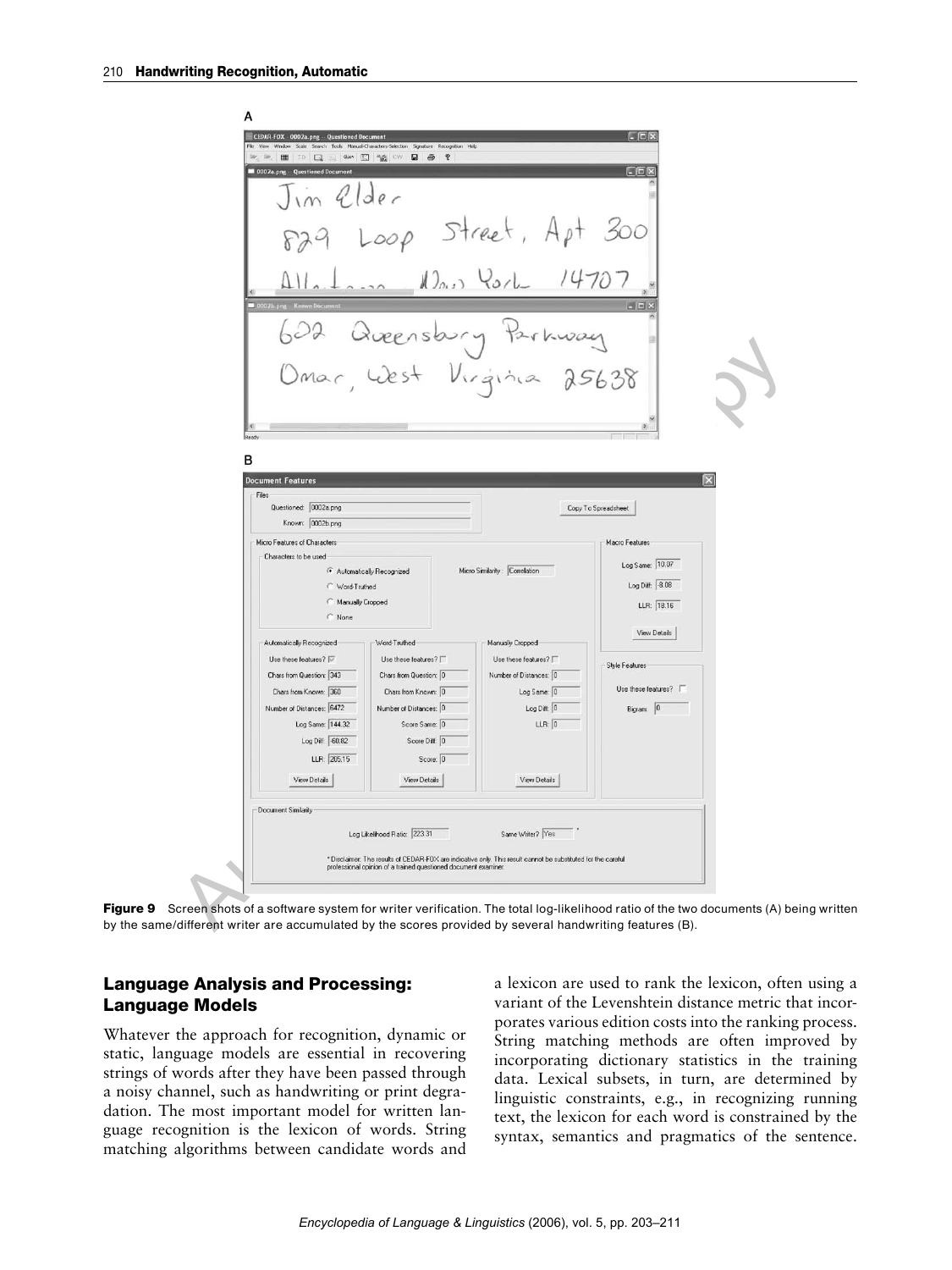**Figure 9** Screen shots of a software system for writer verification. The total log-likelihood ratio of the two documents (A) being written by the same/different writer are accumulated by the scores provided by several handwriting features (B).

## Language Analysis and Processing: Language Models

Whatever the approach for recognition, dynamic or static, language models are essential in recovering strings of words after they have been passed through a noisy channel, such as handwriting or print degradation. The most important model for written language recognition is the lexicon of words. String matching algorithms between candidate words and a lexicon are used to rank the lexicon, often using a variant of the Levenshtein distance metric that incorporates various edition costs into the ranking process. String matching methods are often improved by incorporating dictionary statistics in the training data. Lexical subsets, in turn, are determined by linguistic constraints, e.g., in recognizing running text, the lexicon for each word is constrained by the syntax, semantics and pragmatics of the sentence.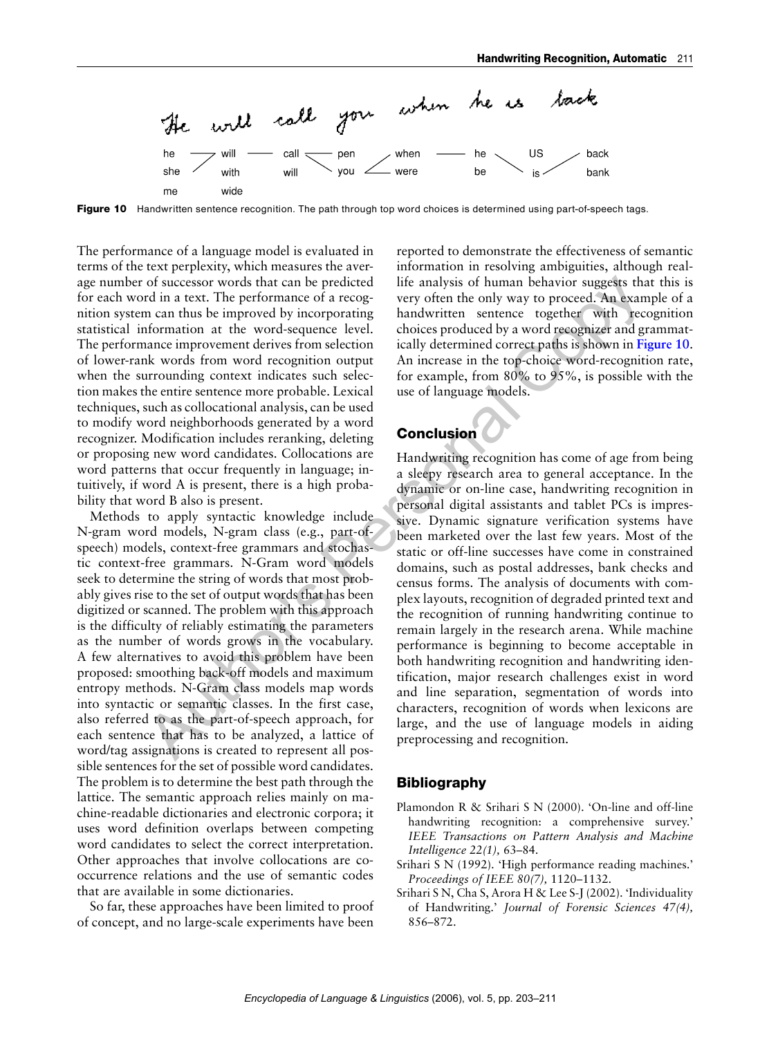He will call you when he is back

he will call pen when he US back
she with will you were be is bank
me wide

**Figure 10** Handwritten sentence recognition. The path through top word choices is determined using part-of-speech tags.

The performance of a language model is evaluated in terms of the text perplexity, which measures the average number of successor words that can be predicted for each word in a text. The performance of a recognition system can thus be improved by incorporating statistical information at the word-sequence level. The performance improvement derives from selection of lower-rank words from word recognition output when the surrounding context indicates such selection makes the entire sentence more probable. Lexical techniques, such as collocational analysis, can be used to modify word neighborhoods generated by a word recognizer. Modification includes reranking, deleting or proposing new word candidates. Collocations are word patterns that occur frequently in language; intuitively, if word A is present, there is a high probability that word B also is present.

Methods to apply syntactic knowledge include N-gram word models, N-gram class (e.g., part-of-speech) models, context-free grammars and stochastic context-free grammars. N-Gram word models seek to determine the string of words that most probably gives rise to the set of output words that has been digitized or scanned. The problem with this approach is the difficulty of reliably estimating the parameters as the number of words grows in the vocabulary. A few alternatives to avoid this problem have been proposed: smoothing back-off models and maximum entropy methods. N-Gram class models map words into syntactic or semantic classes. In the first case, also referred to as the part-of-speech approach, for each sentence that has to be analyzed, a lattice of word/tag assignments is created to represent all possible sentences for the set of possible word candidates. The problem is to determine the best path through the lattice. The semantic approach relies mainly on machine-readable dictionaries and electronic corpora; it uses word definition overlaps between competing word candidates to select the correct interpretation. Other approaches that involve collocations are co-occurrence relations and the use of semantic codes that are available in some dictionaries.

So far, these approaches have been limited to proof of concept, and no large-scale experiments have been reported to demonstrate the effectiveness of semantic information in resolving ambiguities, although real-life analysis of human behavior suggests that this is very often the only way to proceed. An example of a handwritten sentence together with recognition choices produced by a word recognizer and grammatically determined correct paths is shown in Figure 10. An increase in the top-choice word-recognition rate, for example, from 80% to 95%, is possible with the use of language models.

## Conclusion

Handwriting recognition has come of age from being a sleepy research area to general acceptance. In the dynamic or on-line case, handwriting recognition in personal digital assistants and tablet PCs is impressive. Dynamic signature verification systems have been marketed over the last few years. Most of the static or off-line successes have come in constrained domains, such as postal addresses, bank checks and census forms. The analysis of documents with complex layouts, recognition of degraded printed text and the recognition of running handwriting continue to remain largely in the research arena. While machine performance is beginning to become acceptable in both handwriting recognition and handwriting identification, major research challenges exist in word and line separation, segmentation of words into characters, recognition of words when lexicons are large, and the use of language models in aiding preprocessing and recognition.

## Bibliography

Plamondon R & Srihari S N (2000). 'On-line and off-line handwriting recognition: a comprehensive survey.' *IEEE Transactions on Pattern Analysis and Machine Intelligence 22(1),* 63–84.

Srihari S N (1992). 'High performance reading machines.' *Proceedings of IEEE 80(7),* 1120–1132.

Srihari S N, Cha S, Arora H & Lee S-J (2002). 'Individuality of Handwriting.' *Journal of Forensic Sciences 47(4),* 856–872.